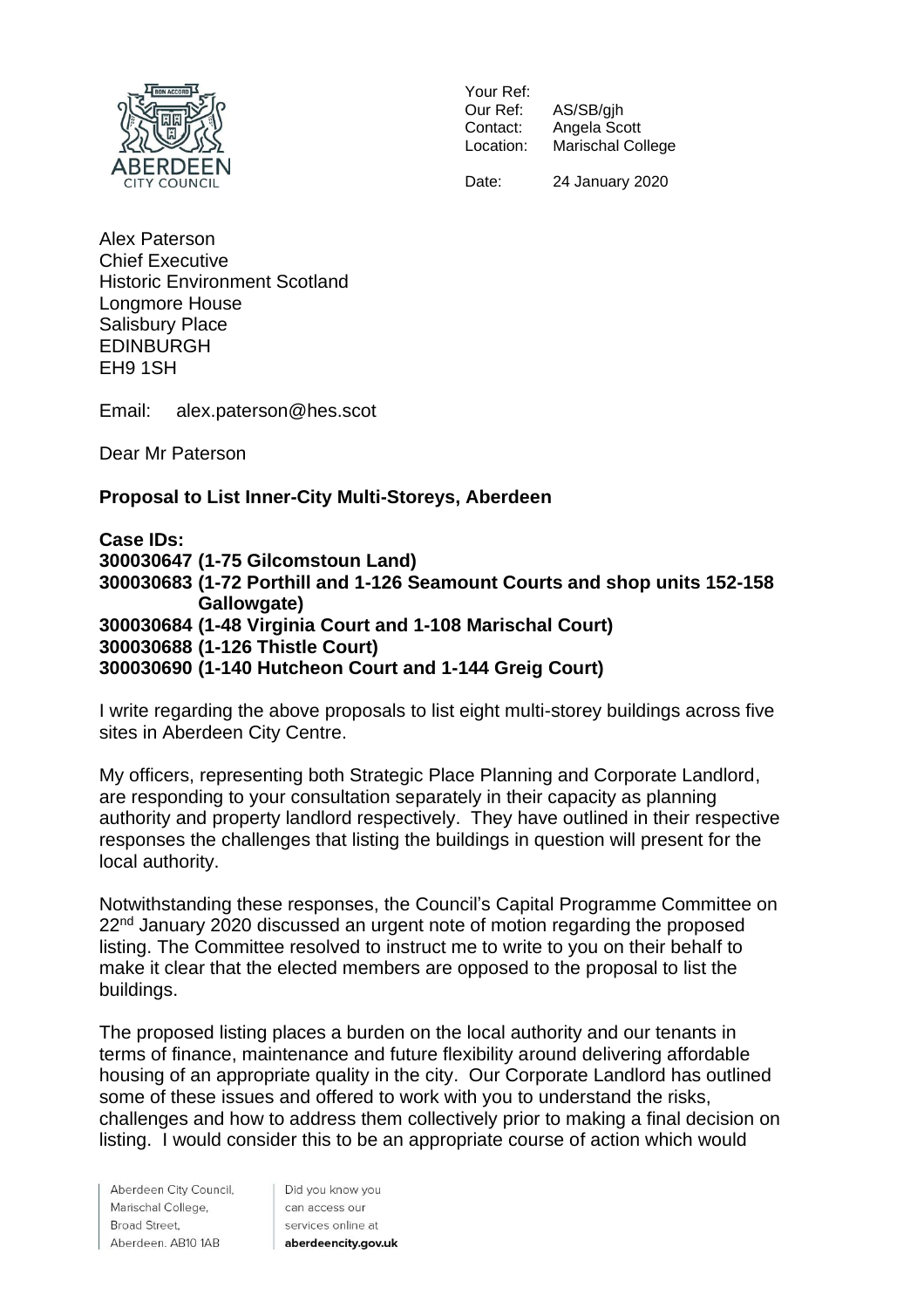ABERDEEN CITY COUNCIL

Your Ref:
Our Ref: AS/SB/gjh
Contact: Angela Scott
Location: Marischal College

Date: 24 January 2020

Alex Paterson
Chief Executive
Historic Environment Scotland
Longmore House
Salisbury Place
EDINBURGH
EH9 1SH

Email: alex.paterson@hes.scot

Dear Mr Paterson

**Proposal to List Inner-City Multi-Storeys, Aberdeen**

**Case IDs:**
**300030647 (1-75 Gilcomstoun Land)**
**300030683 (1-72 Porthill and 1-126 Seamount Courts and shop units 152-158 Gallowgate)**
**300030684 (1-48 Virginia Court and 1-108 Marischal Court)**
**300030688 (1-126 Thistle Court)**
**300030690 (1-140 Hutcheon Court and 1-144 Greig Court)**

I write regarding the above proposals to list eight multi-storey buildings across five sites in Aberdeen City Centre.

My officers, representing both Strategic Place Planning and Corporate Landlord, are responding to your consultation separately in their capacity as planning authority and property landlord respectively. They have outlined in their respective responses the challenges that listing the buildings in question will present for the local authority.

Notwithstanding these responses, the Council's Capital Programme Committee on 22nd January 2020 discussed an urgent note of motion regarding the proposed listing. The Committee resolved to instruct me to write to you on their behalf to make it clear that the elected members are opposed to the proposal to list the buildings.

The proposed listing places a burden on the local authority and our tenants in terms of finance, maintenance and future flexibility around delivering affordable housing of an appropriate quality in the city. Our Corporate Landlord has outlined some of these issues and offered to work with you to understand the risks, challenges and how to address them collectively prior to making a final decision on listing. I would consider this to be an appropriate course of action which would

Aberdeen City Council, Marischal College, Broad Street, Aberdeen. AB10 1AB

Did you know you can access our services online at **aberdeencity.gov.uk**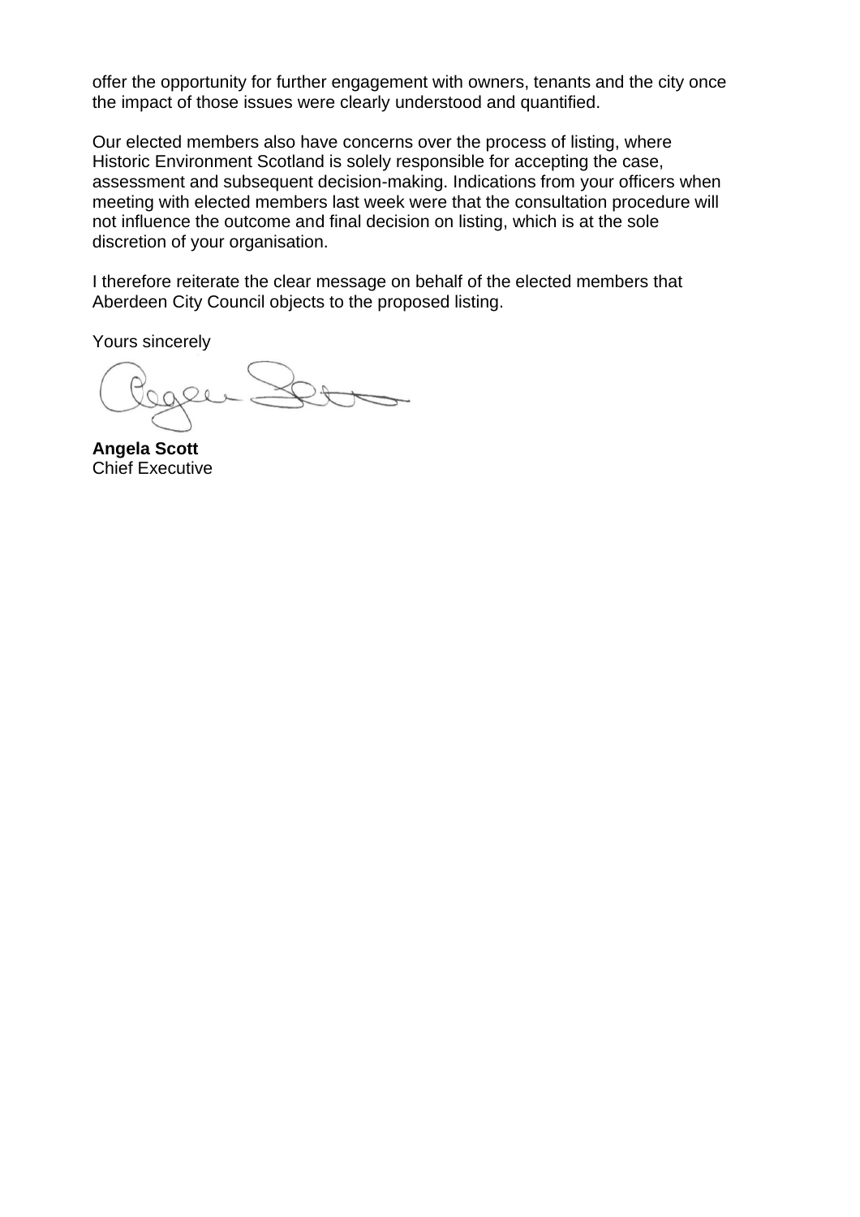offer the opportunity for further engagement with owners, tenants and the city once the impact of those issues were clearly understood and quantified.

Our elected members also have concerns over the process of listing, where Historic Environment Scotland is solely responsible for accepting the case, assessment and subsequent decision-making. Indications from your officers when meeting with elected members last week were that the consultation procedure will not influence the outcome and final decision on listing, which is at the sole discretion of your organisation.

I therefore reiterate the clear message on behalf of the elected members that Aberdeen City Council objects to the proposed listing.

Yours sincerely

**Angela Scott**
Chief Executive